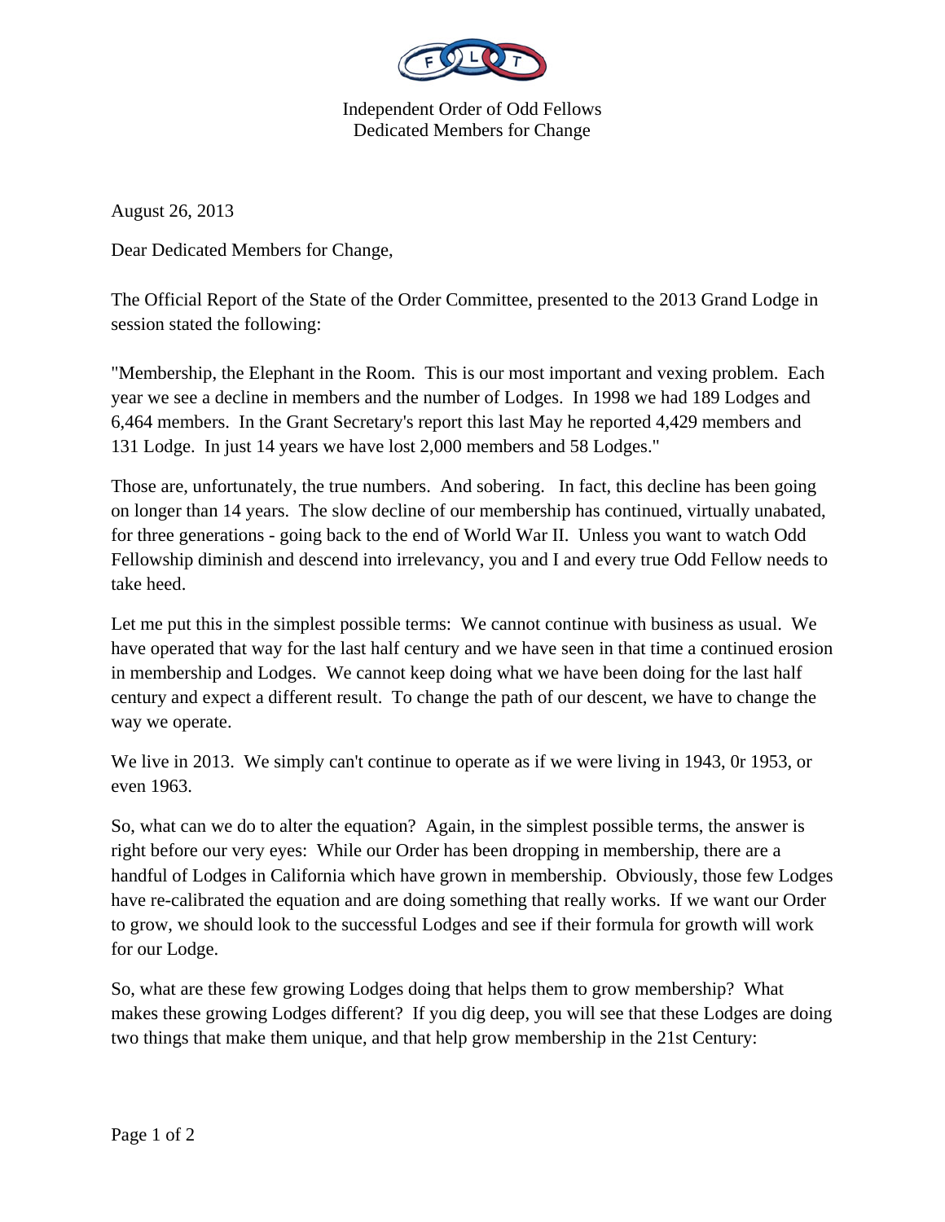Independent Order of Odd Fellows
Dedicated Members for Change

August 26, 2013

Dear Dedicated Members for Change,

The Official Report of the State of the Order Committee, presented to the 2013 Grand Lodge in session stated the following:

"Membership, the Elephant in the Room. This is our most important and vexing problem. Each year we see a decline in members and the number of Lodges. In 1998 we had 189 Lodges and 6,464 members. In the Grant Secretary's report this last May he reported 4,429 members and 131 Lodge. In just 14 years we have lost 2,000 members and 58 Lodges."

Those are, unfortunately, the true numbers. And sobering. In fact, this decline has been going on longer than 14 years. The slow decline of our membership has continued, virtually unabated, for three generations - going back to the end of World War II. Unless you want to watch Odd Fellowship diminish and descend into irrelevancy, you and I and every true Odd Fellow needs to take heed.

Let me put this in the simplest possible terms: We cannot continue with business as usual. We have operated that way for the last half century and we have seen in that time a continued erosion in membership and Lodges. We cannot keep doing what we have been doing for the last half century and expect a different result. To change the path of our descent, we have to change the way we operate.

We live in 2013. We simply can't continue to operate as if we were living in 1943, 0r 1953, or even 1963.

So, what can we do to alter the equation? Again, in the simplest possible terms, the answer is right before our very eyes: While our Order has been dropping in membership, there are a handful of Lodges in California which have grown in membership. Obviously, those few Lodges have re-calibrated the equation and are doing something that really works. If we want our Order to grow, we should look to the successful Lodges and see if their formula for growth will work for our Lodge.

So, what are these few growing Lodges doing that helps them to grow membership? What makes these growing Lodges different? If you dig deep, you will see that these Lodges are doing two things that make them unique, and that help grow membership in the 21st Century: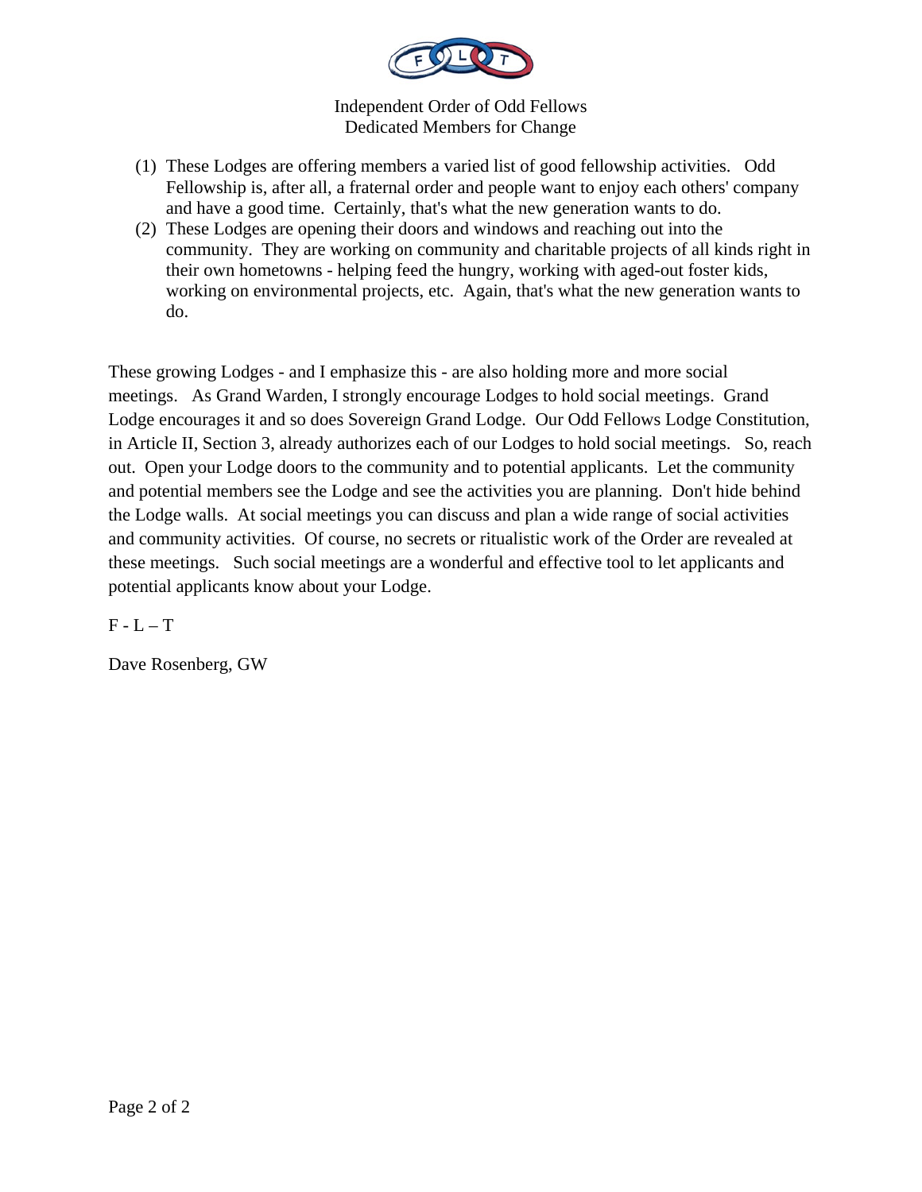Independent Order of Odd Fellows
Dedicated Members for Change

(1) These Lodges are offering members a varied list of good fellowship activities. Odd Fellowship is, after all, a fraternal order and people want to enjoy each others' company and have a good time. Certainly, that's what the new generation wants to do.
(2) These Lodges are opening their doors and windows and reaching out into the community. They are working on community and charitable projects of all kinds right in their own hometowns - helping feed the hungry, working with aged-out foster kids, working on environmental projects, etc. Again, that's what the new generation wants to do.

These growing Lodges - and I emphasize this - are also holding more and more social meetings. As Grand Warden, I strongly encourage Lodges to hold social meetings. Grand Lodge encourages it and so does Sovereign Grand Lodge. Our Odd Fellows Lodge Constitution, in Article II, Section 3, already authorizes each of our Lodges to hold social meetings. So, reach out. Open your Lodge doors to the community and to potential applicants. Let the community and potential members see the Lodge and see the activities you are planning. Don't hide behind the Lodge walls. At social meetings you can discuss and plan a wide range of social activities and community activities. Of course, no secrets or ritualistic work of the Order are revealed at these meetings. Such social meetings are a wonderful and effective tool to let applicants and potential applicants know about your Lodge.

F - L – T

Dave Rosenberg, GW